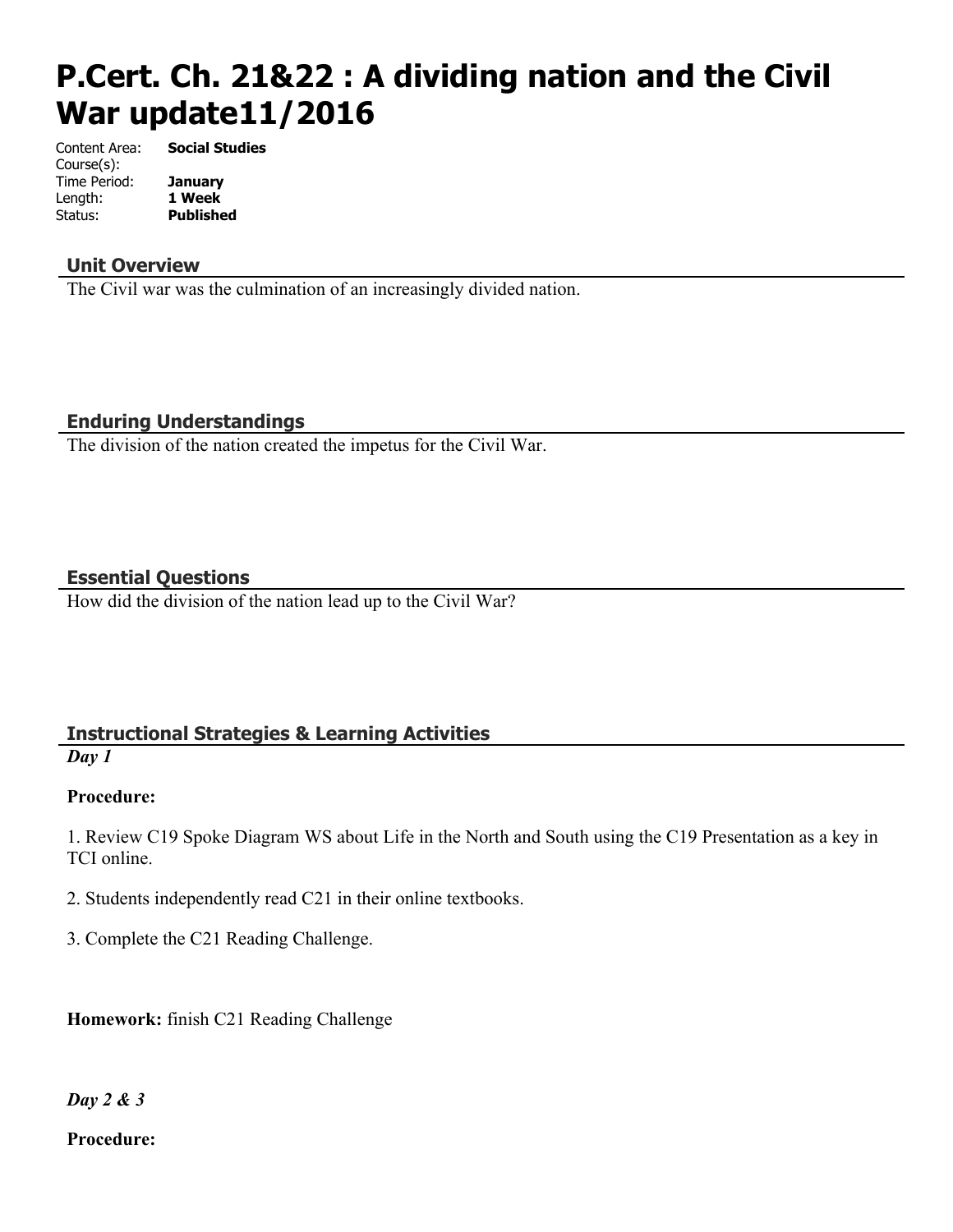# P.Cert. Ch. 21&22 : A dividing nation and the Civil War update11/2016

Content Area: **Social Studies**
Course(s):
Time Period: **January**
Length: **1 Week**
Status: **Published**

## Unit Overview

The Civil war was the culmination of an increasingly divided nation.

## Enduring Understandings

The division of the nation created the impetus for the Civil War.

## Essential Questions

How did the division of the nation lead up to the Civil War?

## Instructional Strategies & Learning Activities

***Day 1***

**Procedure:**

1. Review C19 Spoke Diagram WS about Life in the North and South using the C19 Presentation as a key in TCI online.

2. Students independently read C21 in their online textbooks.

3. Complete the C21 Reading Challenge.

**Homework:** finish C21 Reading Challenge

***Day 2 & 3***

**Procedure:**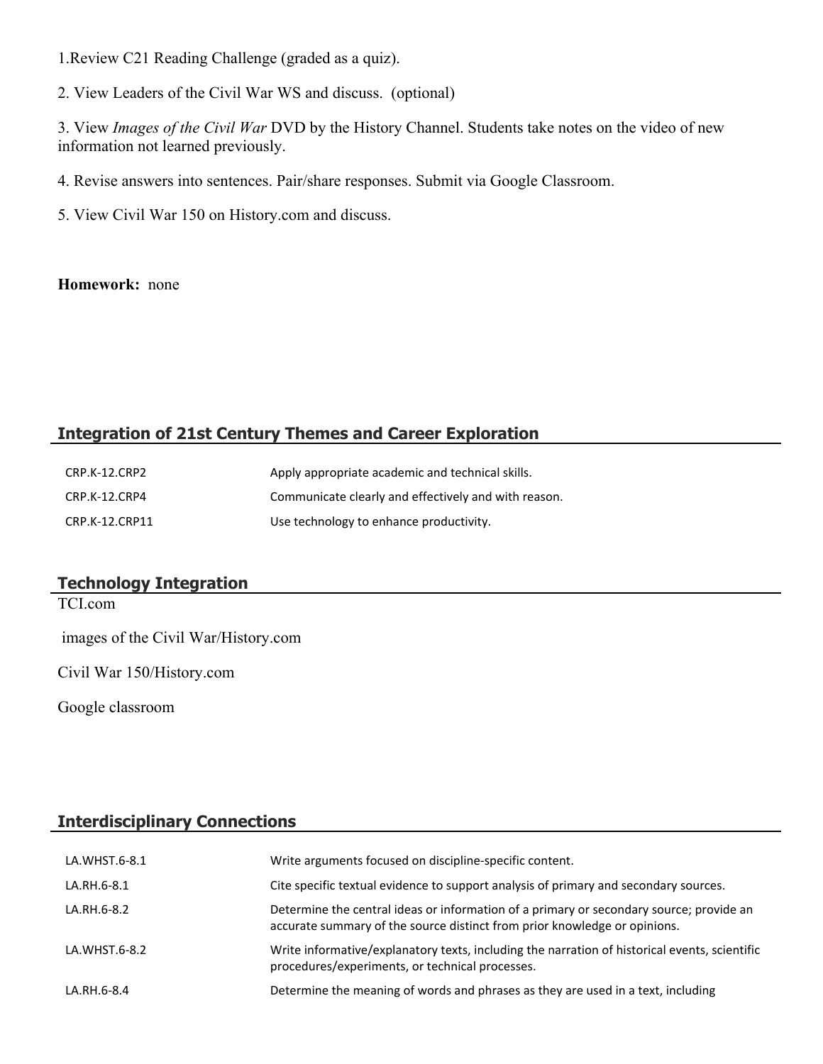1.Review C21 Reading Challenge (graded as a quiz).

2. View Leaders of the Civil War WS and discuss. (optional)

3. View *Images of the Civil War* DVD by the History Channel. Students take notes on the video of new information not learned previously.

4. Revise answers into sentences. Pair/share responses. Submit via Google Classroom.

5. View Civil War 150 on History.com and discuss.

**Homework:** none

## Integration of 21st Century Themes and Career Exploration

| | |
|---|---|
| CRP.K-12.CRP2 | Apply appropriate academic and technical skills. |
| CRP.K-12.CRP4 | Communicate clearly and effectively and with reason. |
| CRP.K-12.CRP11 | Use technology to enhance productivity. |

## Technology Integration

TCI.com

images of the Civil War/History.com

Civil War 150/History.com

Google classroom

## Interdisciplinary Connections

| | |
|---|---|
| LA.WHST.6-8.1 | Write arguments focused on discipline-specific content. |
| LA.RH.6-8.1 | Cite specific textual evidence to support analysis of primary and secondary sources. |
| LA.RH.6-8.2 | Determine the central ideas or information of a primary or secondary source; provide an accurate summary of the source distinct from prior knowledge or opinions. |
| LA.WHST.6-8.2 | Write informative/explanatory texts, including the narration of historical events, scientific procedures/experiments, or technical processes. |
| LA.RH.6-8.4 | Determine the meaning of words and phrases as they are used in a text, including |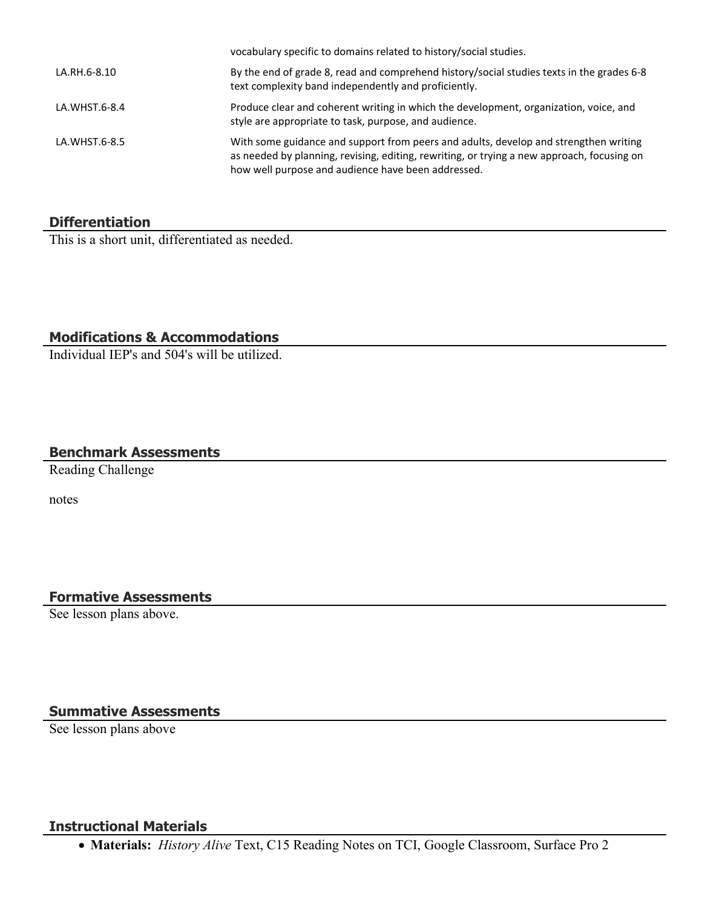| | |
|---|---|
| | vocabulary specific to domains related to history/social studies. |
| LA.RH.6-8.10 | By the end of grade 8, read and comprehend history/social studies texts in the grades 6-8 text complexity band independently and proficiently. |
| LA.WHST.6-8.4 | Produce clear and coherent writing in which the development, organization, voice, and style are appropriate to task, purpose, and audience. |
| LA.WHST.6-8.5 | With some guidance and support from peers and adults, develop and strengthen writing as needed by planning, revising, editing, rewriting, or trying a new approach, focusing on how well purpose and audience have been addressed. |

## Differentiation

This is a short unit, differentiated as needed.

## Modifications & Accommodations

Individual IEP's and 504's will be utilized.

## Benchmark Assessments

Reading Challenge

notes

## Formative Assessments

See lesson plans above.

## Summative Assessments

See lesson plans above

## Instructional Materials

- **Materials:** *History Alive* Text, C15 Reading Notes on TCI, Google Classroom, Surface Pro 2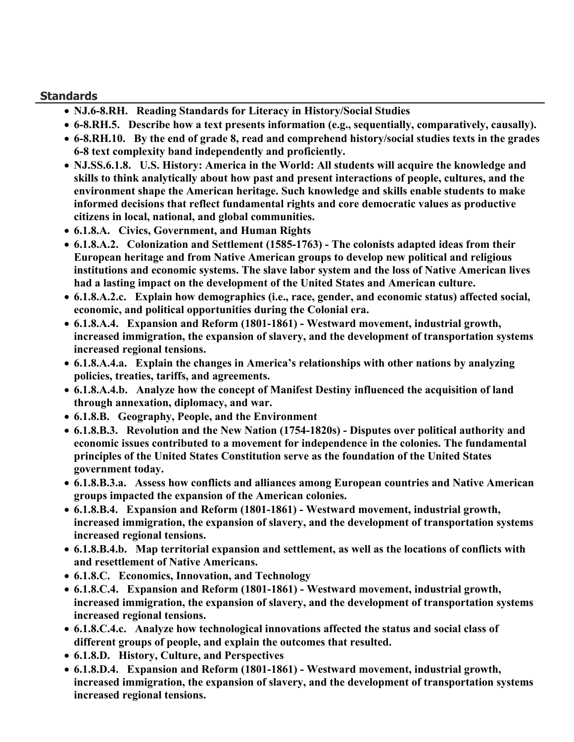## Standards

- **NJ.6-8.RH. Reading Standards for Literacy in History/Social Studies**
- **6-8.RH.5. Describe how a text presents information (e.g., sequentially, comparatively, causally).**
- **6-8.RH.10. By the end of grade 8, read and comprehend history/social studies texts in the grades 6-8 text complexity band independently and proficiently.**
- **NJ.SS.6.1.8. U.S. History: America in the World: All students will acquire the knowledge and skills to think analytically about how past and present interactions of people, cultures, and the environment shape the American heritage. Such knowledge and skills enable students to make informed decisions that reflect fundamental rights and core democratic values as productive citizens in local, national, and global communities.**
- **6.1.8.A. Civics, Government, and Human Rights**
- **6.1.8.A.2. Colonization and Settlement (1585-1763) - The colonists adapted ideas from their European heritage and from Native American groups to develop new political and religious institutions and economic systems. The slave labor system and the loss of Native American lives had a lasting impact on the development of the United States and American culture.**
- **6.1.8.A.2.c. Explain how demographics (i.e., race, gender, and economic status) affected social, economic, and political opportunities during the Colonial era.**
- **6.1.8.A.4. Expansion and Reform (1801-1861) - Westward movement, industrial growth, increased immigration, the expansion of slavery, and the development of transportation systems increased regional tensions.**
- **6.1.8.A.4.a. Explain the changes in America's relationships with other nations by analyzing policies, treaties, tariffs, and agreements.**
- **6.1.8.A.4.b. Analyze how the concept of Manifest Destiny influenced the acquisition of land through annexation, diplomacy, and war.**
- **6.1.8.B. Geography, People, and the Environment**
- **6.1.8.B.3. Revolution and the New Nation (1754-1820s) - Disputes over political authority and economic issues contributed to a movement for independence in the colonies. The fundamental principles of the United States Constitution serve as the foundation of the United States government today.**
- **6.1.8.B.3.a. Assess how conflicts and alliances among European countries and Native American groups impacted the expansion of the American colonies.**
- **6.1.8.B.4. Expansion and Reform (1801-1861) - Westward movement, industrial growth, increased immigration, the expansion of slavery, and the development of transportation systems increased regional tensions.**
- **6.1.8.B.4.b. Map territorial expansion and settlement, as well as the locations of conflicts with and resettlement of Native Americans.**
- **6.1.8.C. Economics, Innovation, and Technology**
- **6.1.8.C.4. Expansion and Reform (1801-1861) - Westward movement, industrial growth, increased immigration, the expansion of slavery, and the development of transportation systems increased regional tensions.**
- **6.1.8.C.4.c. Analyze how technological innovations affected the status and social class of different groups of people, and explain the outcomes that resulted.**
- **6.1.8.D. History, Culture, and Perspectives**
- **6.1.8.D.4. Expansion and Reform (1801-1861) - Westward movement, industrial growth, increased immigration, the expansion of slavery, and the development of transportation systems increased regional tensions.**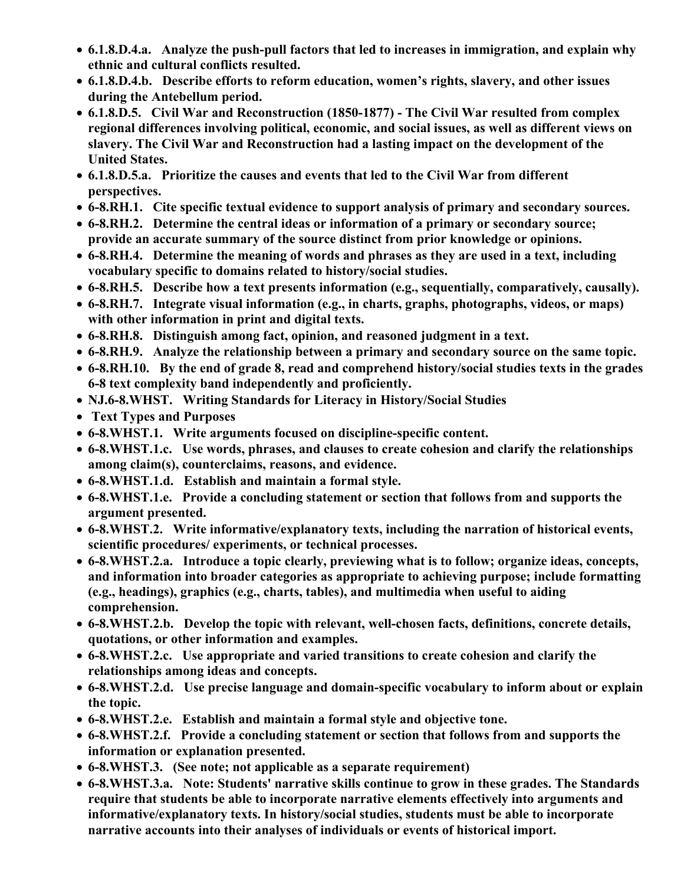- **6.1.8.D.4.a. Analyze the push-pull factors that led to increases in immigration, and explain why ethnic and cultural conflicts resulted.**
- **6.1.8.D.4.b. Describe efforts to reform education, women's rights, slavery, and other issues during the Antebellum period.**
- **6.1.8.D.5. Civil War and Reconstruction (1850-1877) - The Civil War resulted from complex regional differences involving political, economic, and social issues, as well as different views on slavery. The Civil War and Reconstruction had a lasting impact on the development of the United States.**
- **6.1.8.D.5.a. Prioritize the causes and events that led to the Civil War from different perspectives.**
- **6-8.RH.1. Cite specific textual evidence to support analysis of primary and secondary sources.**
- **6-8.RH.2. Determine the central ideas or information of a primary or secondary source; provide an accurate summary of the source distinct from prior knowledge or opinions.**
- **6-8.RH.4. Determine the meaning of words and phrases as they are used in a text, including vocabulary specific to domains related to history/social studies.**
- **6-8.RH.5. Describe how a text presents information (e.g., sequentially, comparatively, causally).**
- **6-8.RH.7. Integrate visual information (e.g., in charts, graphs, photographs, videos, or maps) with other information in print and digital texts.**
- **6-8.RH.8. Distinguish among fact, opinion, and reasoned judgment in a text.**
- **6-8.RH.9. Analyze the relationship between a primary and secondary source on the same topic.**
- **6-8.RH.10. By the end of grade 8, read and comprehend history/social studies texts in the grades 6-8 text complexity band independently and proficiently.**
- **NJ.6-8.WHST. Writing Standards for Literacy in History/Social Studies**
- **Text Types and Purposes**
- **6-8.WHST.1. Write arguments focused on discipline-specific content.**
- **6-8.WHST.1.c. Use words, phrases, and clauses to create cohesion and clarify the relationships among claim(s), counterclaims, reasons, and evidence.**
- **6-8.WHST.1.d. Establish and maintain a formal style.**
- **6-8.WHST.1.e. Provide a concluding statement or section that follows from and supports the argument presented.**
- **6-8.WHST.2. Write informative/explanatory texts, including the narration of historical events, scientific procedures/ experiments, or technical processes.**
- **6-8.WHST.2.a. Introduce a topic clearly, previewing what is to follow; organize ideas, concepts, and information into broader categories as appropriate to achieving purpose; include formatting (e.g., headings), graphics (e.g., charts, tables), and multimedia when useful to aiding comprehension.**
- **6-8.WHST.2.b. Develop the topic with relevant, well-chosen facts, definitions, concrete details, quotations, or other information and examples.**
- **6-8.WHST.2.c. Use appropriate and varied transitions to create cohesion and clarify the relationships among ideas and concepts.**
- **6-8.WHST.2.d. Use precise language and domain-specific vocabulary to inform about or explain the topic.**
- **6-8.WHST.2.e. Establish and maintain a formal style and objective tone.**
- **6-8.WHST.2.f. Provide a concluding statement or section that follows from and supports the information or explanation presented.**
- **6-8.WHST.3. (See note; not applicable as a separate requirement)**
- **6-8.WHST.3.a. Note: Students' narrative skills continue to grow in these grades. The Standards require that students be able to incorporate narrative elements effectively into arguments and informative/explanatory texts. In history/social studies, students must be able to incorporate narrative accounts into their analyses of individuals or events of historical import.**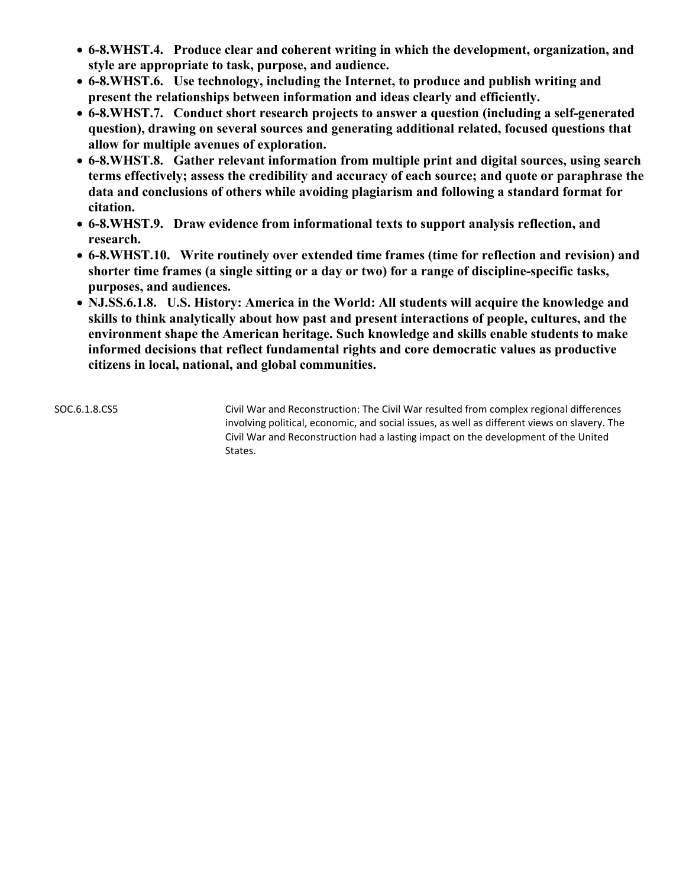- **6-8.WHST.4. Produce clear and coherent writing in which the development, organization, and style are appropriate to task, purpose, and audience.**
- **6-8.WHST.6. Use technology, including the Internet, to produce and publish writing and present the relationships between information and ideas clearly and efficiently.**
- **6-8.WHST.7. Conduct short research projects to answer a question (including a self-generated question), drawing on several sources and generating additional related, focused questions that allow for multiple avenues of exploration.**
- **6-8.WHST.8. Gather relevant information from multiple print and digital sources, using search terms effectively; assess the credibility and accuracy of each source; and quote or paraphrase the data and conclusions of others while avoiding plagiarism and following a standard format for citation.**
- **6-8.WHST.9. Draw evidence from informational texts to support analysis reflection, and research.**
- **6-8.WHST.10. Write routinely over extended time frames (time for reflection and revision) and shorter time frames (a single sitting or a day or two) for a range of discipline-specific tasks, purposes, and audiences.**
- **NJ.SS.6.1.8. U.S. History: America in the World: All students will acquire the knowledge and skills to think analytically about how past and present interactions of people, cultures, and the environment shape the American heritage. Such knowledge and skills enable students to make informed decisions that reflect fundamental rights and core democratic values as productive citizens in local, national, and global communities.**

| | |
|---|---|
| SOC.6.1.8.CS5 | Civil War and Reconstruction: The Civil War resulted from complex regional differences involving political, economic, and social issues, as well as different views on slavery. The Civil War and Reconstruction had a lasting impact on the development of the United States. |